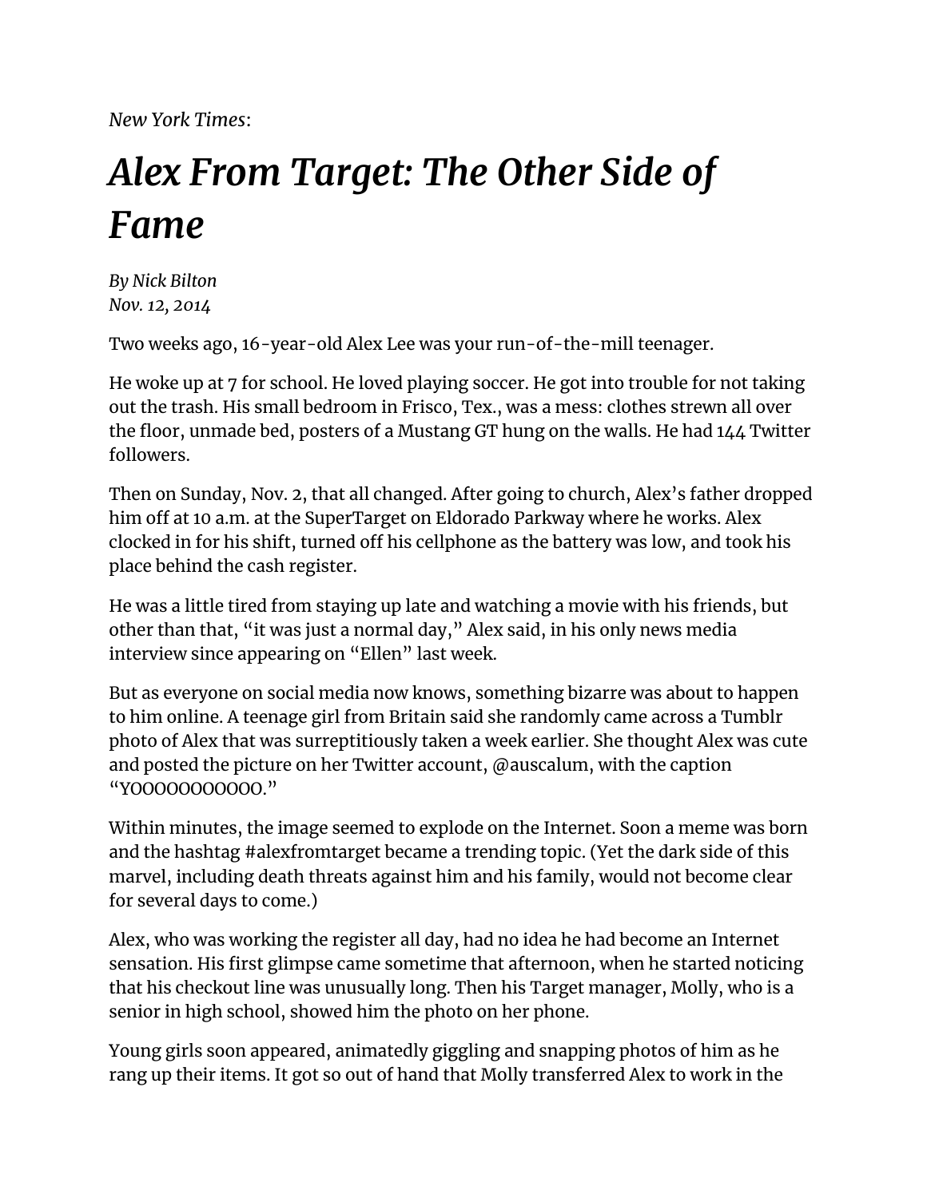*New York Times*:

# *Alex From Target: The Other Side of Fame*

*By Nick Bilton*
*Nov. 12, 2014*

Two weeks ago, 16-year-old Alex Lee was your run-of-the-mill teenager.

He woke up at 7 for school. He loved playing soccer. He got into trouble for not taking out the trash. His small bedroom in Frisco, Tex., was a mess: clothes strewn all over the floor, unmade bed, posters of a Mustang GT hung on the walls. He had 144 Twitter followers.

Then on Sunday, Nov. 2, that all changed. After going to church, Alex's father dropped him off at 10 a.m. at the SuperTarget on Eldorado Parkway where he works. Alex clocked in for his shift, turned off his cellphone as the battery was low, and took his place behind the cash register.

He was a little tired from staying up late and watching a movie with his friends, but other than that, "it was just a normal day," Alex said, in his only news media interview since appearing on "Ellen" last week.

But as everyone on social media now knows, something bizarre was about to happen to him online. A teenage girl from Britain said she randomly came across a Tumblr photo of Alex that was surreptitiously taken a week earlier. She thought Alex was cute and posted the picture on her Twitter account, @auscalum, with the caption "YOOOOOOOOOOO."

Within minutes, the image seemed to explode on the Internet. Soon a meme was born and the hashtag #alexfromtarget became a trending topic. (Yet the dark side of this marvel, including death threats against him and his family, would not become clear for several days to come.)

Alex, who was working the register all day, had no idea he had become an Internet sensation. His first glimpse came sometime that afternoon, when he started noticing that his checkout line was unusually long. Then his Target manager, Molly, who is a senior in high school, showed him the photo on her phone.

Young girls soon appeared, animatedly giggling and snapping photos of him as he rang up their items. It got so out of hand that Molly transferred Alex to work in the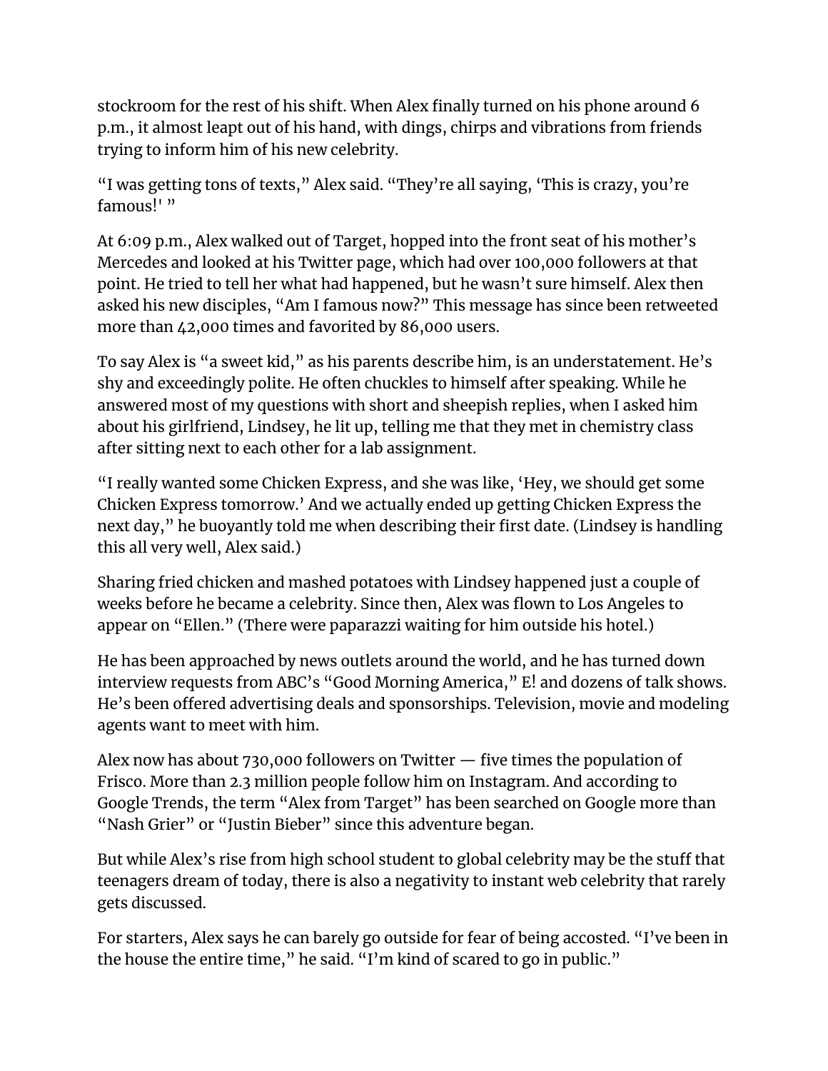stockroom for the rest of his shift. When Alex finally turned on his phone around 6 p.m., it almost leapt out of his hand, with dings, chirps and vibrations from friends trying to inform him of his new celebrity.

"I was getting tons of texts," Alex said. "They're all saying, 'This is crazy, you're famous!' "

At 6:09 p.m., Alex walked out of Target, hopped into the front seat of his mother's Mercedes and looked at his Twitter page, which had over 100,000 followers at that point. He tried to tell her what had happened, but he wasn't sure himself. Alex then asked his new disciples, "Am I famous now?" This message has since been retweeted more than 42,000 times and favorited by 86,000 users.

To say Alex is "a sweet kid," as his parents describe him, is an understatement. He's shy and exceedingly polite. He often chuckles to himself after speaking. While he answered most of my questions with short and sheepish replies, when I asked him about his girlfriend, Lindsey, he lit up, telling me that they met in chemistry class after sitting next to each other for a lab assignment.

"I really wanted some Chicken Express, and she was like, 'Hey, we should get some Chicken Express tomorrow.' And we actually ended up getting Chicken Express the next day," he buoyantly told me when describing their first date. (Lindsey is handling this all very well, Alex said.)

Sharing fried chicken and mashed potatoes with Lindsey happened just a couple of weeks before he became a celebrity. Since then, Alex was flown to Los Angeles to appear on "Ellen." (There were paparazzi waiting for him outside his hotel.)

He has been approached by news outlets around the world, and he has turned down interview requests from ABC's "Good Morning America," E! and dozens of talk shows. He's been offered advertising deals and sponsorships. Television, movie and modeling agents want to meet with him.

Alex now has about 730,000 followers on Twitter — five times the population of Frisco. More than 2.3 million people follow him on Instagram. And according to Google Trends, the term "Alex from Target" has been searched on Google more than "Nash Grier" or "Justin Bieber" since this adventure began.

But while Alex's rise from high school student to global celebrity may be the stuff that teenagers dream of today, there is also a negativity to instant web celebrity that rarely gets discussed.

For starters, Alex says he can barely go outside for fear of being accosted. "I've been in the house the entire time," he said. "I'm kind of scared to go in public."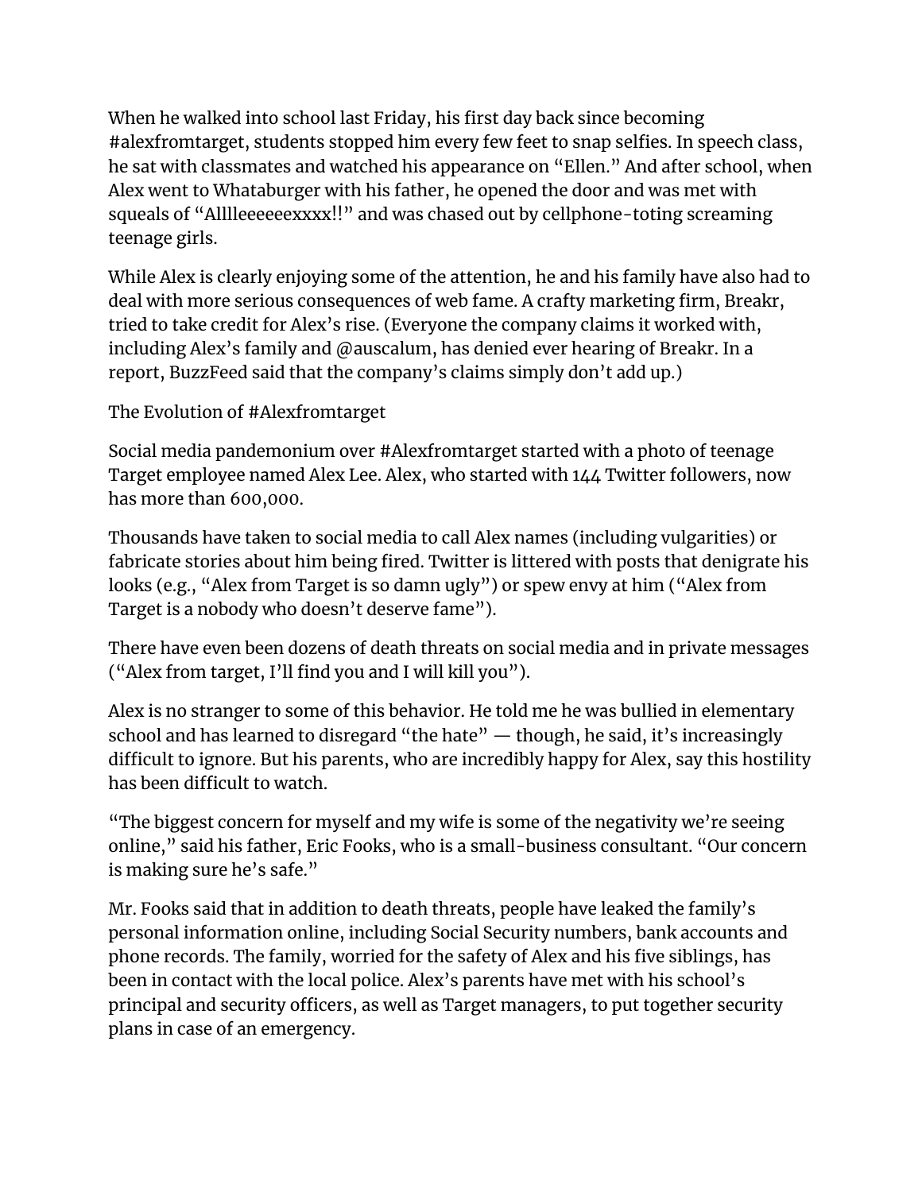When he walked into school last Friday, his first day back since becoming #alexfromtarget, students stopped him every few feet to snap selfies. In speech class, he sat with classmates and watched his appearance on "Ellen." And after school, when Alex went to Whataburger with his father, he opened the door and was met with squeals of "Alllleeeeeexxxx!!" and was chased out by cellphone-toting screaming teenage girls.

While Alex is clearly enjoying some of the attention, he and his family have also had to deal with more serious consequences of web fame. A crafty marketing firm, Breakr, tried to take credit for Alex's rise. (Everyone the company claims it worked with, including Alex's family and @auscalum, has denied ever hearing of Breakr. In a report, BuzzFeed said that the company's claims simply don't add up.)

## The Evolution of #Alexfromtarget

Social media pandemonium over #Alexfromtarget started with a photo of teenage Target employee named Alex Lee. Alex, who started with 144 Twitter followers, now has more than 600,000.

Thousands have taken to social media to call Alex names (including vulgarities) or fabricate stories about him being fired. Twitter is littered with posts that denigrate his looks (e.g., "Alex from Target is so damn ugly") or spew envy at him ("Alex from Target is a nobody who doesn't deserve fame").

There have even been dozens of death threats on social media and in private messages ("Alex from target, I'll find you and I will kill you").

Alex is no stranger to some of this behavior. He told me he was bullied in elementary school and has learned to disregard "the hate" — though, he said, it's increasingly difficult to ignore. But his parents, who are incredibly happy for Alex, say this hostility has been difficult to watch.

"The biggest concern for myself and my wife is some of the negativity we're seeing online," said his father, Eric Fooks, who is a small-business consultant. "Our concern is making sure he's safe."

Mr. Fooks said that in addition to death threats, people have leaked the family's personal information online, including Social Security numbers, bank accounts and phone records. The family, worried for the safety of Alex and his five siblings, has been in contact with the local police. Alex's parents have met with his school's principal and security officers, as well as Target managers, to put together security plans in case of an emergency.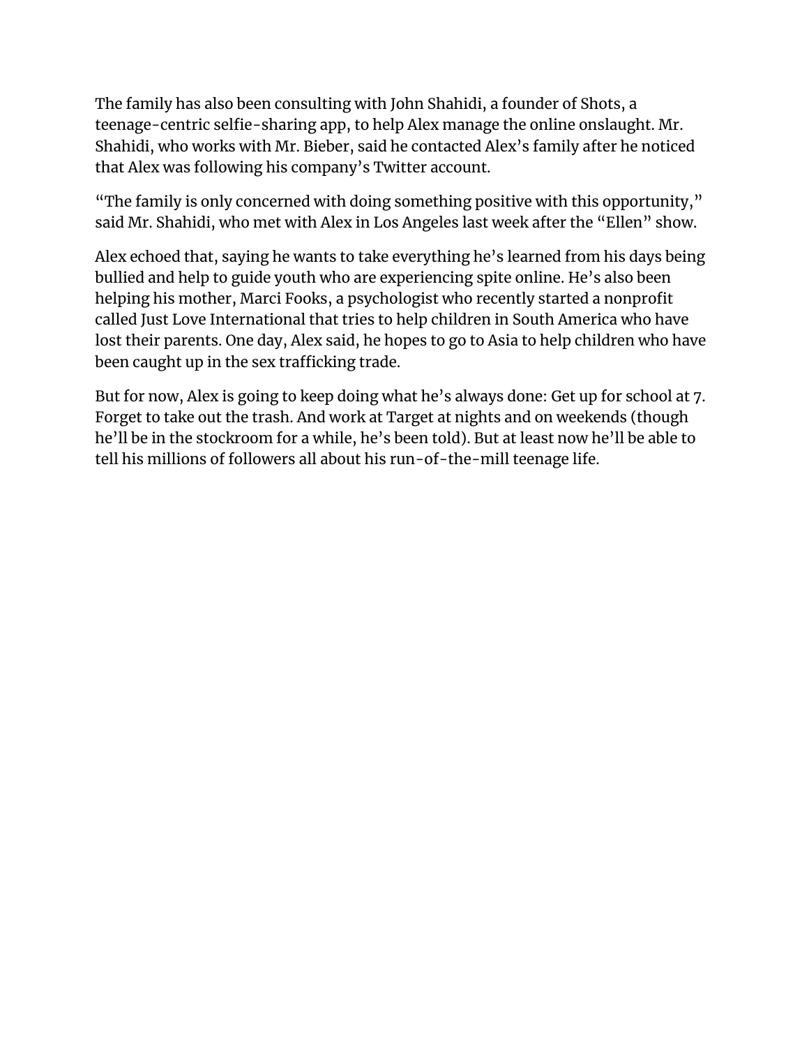The family has also been consulting with John Shahidi, a founder of Shots, a teenage-centric selfie-sharing app, to help Alex manage the online onslaught. Mr. Shahidi, who works with Mr. Bieber, said he contacted Alex's family after he noticed that Alex was following his company's Twitter account.

"The family is only concerned with doing something positive with this opportunity," said Mr. Shahidi, who met with Alex in Los Angeles last week after the "Ellen" show.

Alex echoed that, saying he wants to take everything he's learned from his days being bullied and help to guide youth who are experiencing spite online. He's also been helping his mother, Marci Fooks, a psychologist who recently started a nonprofit called Just Love International that tries to help children in South America who have lost their parents. One day, Alex said, he hopes to go to Asia to help children who have been caught up in the sex trafficking trade.

But for now, Alex is going to keep doing what he's always done: Get up for school at 7. Forget to take out the trash. And work at Target at nights and on weekends (though he'll be in the stockroom for a while, he's been told). But at least now he'll be able to tell his millions of followers all about his run-of-the-mill teenage life.